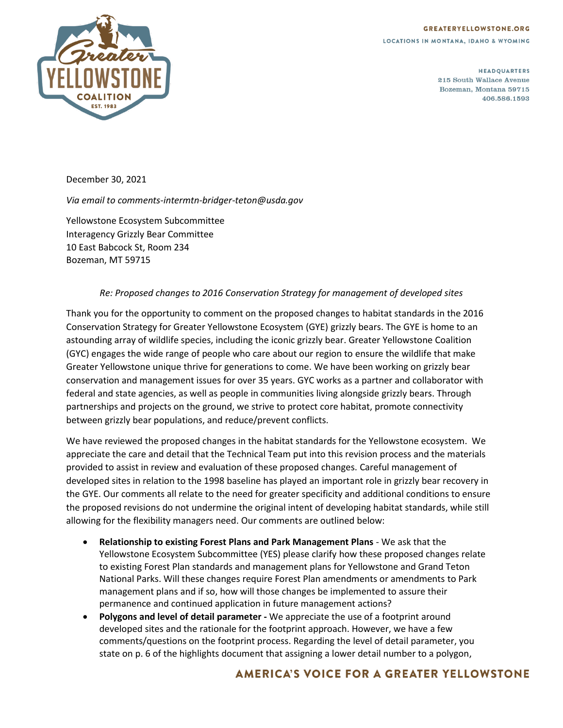GREATERYELLOWSTONE.ORG

LOCATIONS IN MONTANA, IDAHO & WYOMING

HEADQUARTERS
215 South Wallace Avenue
Bozeman, Montana 59715
406.586.1593

December 30, 2021

*Via email to comments-intermtn-bridger-teton@usda.gov*

Yellowstone Ecosystem Subcommittee
Interagency Grizzly Bear Committee
10 East Babcock St, Room 234
Bozeman, MT 59715

*Re: Proposed changes to 2016 Conservation Strategy for management of developed sites*

Thank you for the opportunity to comment on the proposed changes to habitat standards in the 2016 Conservation Strategy for Greater Yellowstone Ecosystem (GYE) grizzly bears. The GYE is home to an astounding array of wildlife species, including the iconic grizzly bear. Greater Yellowstone Coalition (GYC) engages the wide range of people who care about our region to ensure the wildlife that make Greater Yellowstone unique thrive for generations to come. We have been working on grizzly bear conservation and management issues for over 35 years. GYC works as a partner and collaborator with federal and state agencies, as well as people in communities living alongside grizzly bears. Through partnerships and projects on the ground, we strive to protect core habitat, promote connectivity between grizzly bear populations, and reduce/prevent conflicts.

We have reviewed the proposed changes in the habitat standards for the Yellowstone ecosystem. We appreciate the care and detail that the Technical Team put into this revision process and the materials provided to assist in review and evaluation of these proposed changes. Careful management of developed sites in relation to the 1998 baseline has played an important role in grizzly bear recovery in the GYE. Our comments all relate to the need for greater specificity and additional conditions to ensure the proposed revisions do not undermine the original intent of developing habitat standards, while still allowing for the flexibility managers need. Our comments are outlined below:

- **Relationship to existing Forest Plans and Park Management Plans** - We ask that the Yellowstone Ecosystem Subcommittee (YES) please clarify how these proposed changes relate to existing Forest Plan standards and management plans for Yellowstone and Grand Teton National Parks. Will these changes require Forest Plan amendments or amendments to Park management plans and if so, how will those changes be implemented to assure their permanence and continued application in future management actions?
- **Polygons and level of detail parameter -** We appreciate the use of a footprint around developed sites and the rationale for the footprint approach. However, we have a few comments/questions on the footprint process. Regarding the level of detail parameter, you state on p. 6 of the highlights document that assigning a lower detail number to a polygon,

AMERICA'S VOICE FOR A GREATER YELLOWSTONE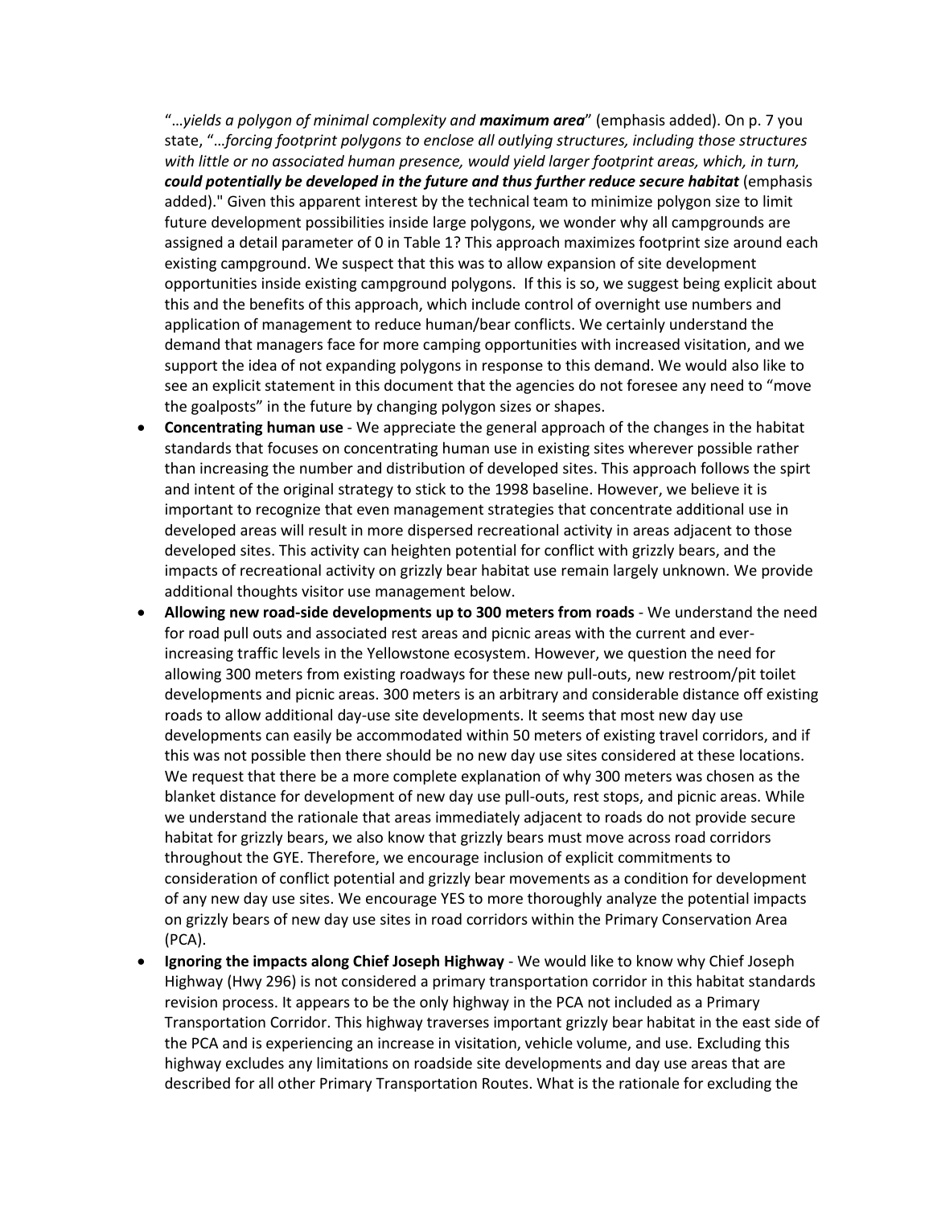"…*yields a polygon of minimal complexity and **maximum area***" (emphasis added). On p. 7 you state, "…*forcing footprint polygons to enclose all outlying structures, including those structures with little or no associated human presence, would yield larger footprint areas, which, in turn, **could potentially be developed in the future and thus further reduce secure habitat*** (emphasis added)." Given this apparent interest by the technical team to minimize polygon size to limit future development possibilities inside large polygons, we wonder why all campgrounds are assigned a detail parameter of 0 in Table 1? This approach maximizes footprint size around each existing campground. We suspect that this was to allow expansion of site development opportunities inside existing campground polygons. If this is so, we suggest being explicit about this and the benefits of this approach, which include control of overnight use numbers and application of management to reduce human/bear conflicts. We certainly understand the demand that managers face for more camping opportunities with increased visitation, and we support the idea of not expanding polygons in response to this demand. We would also like to see an explicit statement in this document that the agencies do not foresee any need to "move the goalposts" in the future by changing polygon sizes or shapes.

- **Concentrating human use** - We appreciate the general approach of the changes in the habitat standards that focuses on concentrating human use in existing sites wherever possible rather than increasing the number and distribution of developed sites. This approach follows the spirt and intent of the original strategy to stick to the 1998 baseline. However, we believe it is important to recognize that even management strategies that concentrate additional use in developed areas will result in more dispersed recreational activity in areas adjacent to those developed sites. This activity can heighten potential for conflict with grizzly bears, and the impacts of recreational activity on grizzly bear habitat use remain largely unknown. We provide additional thoughts visitor use management below.
- **Allowing new road-side developments up to 300 meters from roads** - We understand the need for road pull outs and associated rest areas and picnic areas with the current and ever-increasing traffic levels in the Yellowstone ecosystem. However, we question the need for allowing 300 meters from existing roadways for these new pull-outs, new restroom/pit toilet developments and picnic areas. 300 meters is an arbitrary and considerable distance off existing roads to allow additional day-use site developments. It seems that most new day use developments can easily be accommodated within 50 meters of existing travel corridors, and if this was not possible then there should be no new day use sites considered at these locations. We request that there be a more complete explanation of why 300 meters was chosen as the blanket distance for development of new day use pull-outs, rest stops, and picnic areas. While we understand the rationale that areas immediately adjacent to roads do not provide secure habitat for grizzly bears, we also know that grizzly bears must move across road corridors throughout the GYE. Therefore, we encourage inclusion of explicit commitments to consideration of conflict potential and grizzly bear movements as a condition for development of any new day use sites. We encourage YES to more thoroughly analyze the potential impacts on grizzly bears of new day use sites in road corridors within the Primary Conservation Area (PCA).
- **Ignoring the impacts along Chief Joseph Highway** - We would like to know why Chief Joseph Highway (Hwy 296) is not considered a primary transportation corridor in this habitat standards revision process. It appears to be the only highway in the PCA not included as a Primary Transportation Corridor. This highway traverses important grizzly bear habitat in the east side of the PCA and is experiencing an increase in visitation, vehicle volume, and use. Excluding this highway excludes any limitations on roadside site developments and day use areas that are described for all other Primary Transportation Routes. What is the rationale for excluding the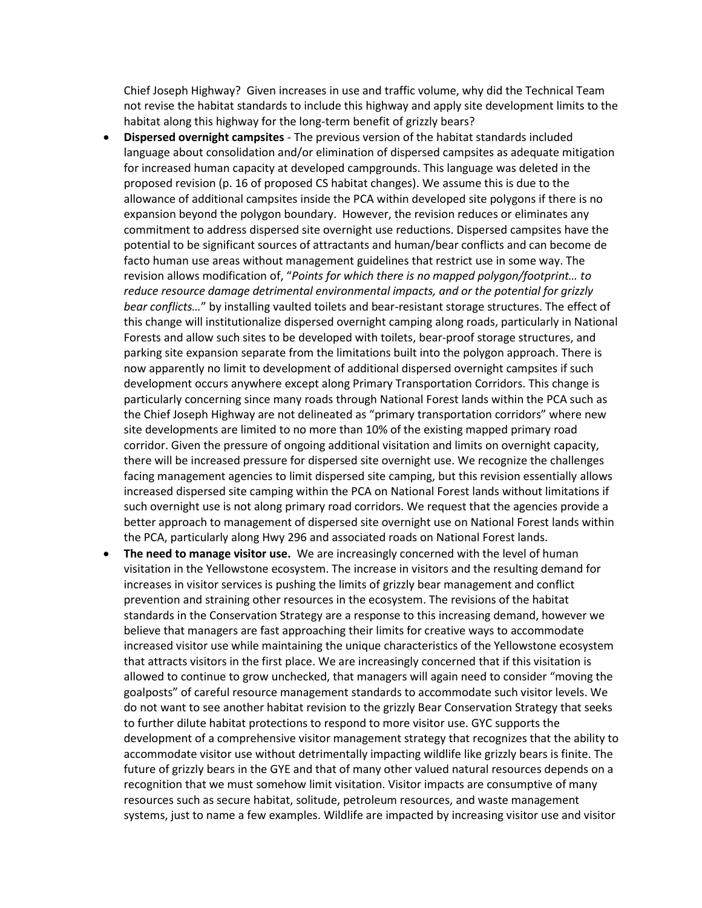Chief Joseph Highway? Given increases in use and traffic volume, why did the Technical Team not revise the habitat standards to include this highway and apply site development limits to the habitat along this highway for the long-term benefit of grizzly bears?

- **Dispersed overnight campsites** - The previous version of the habitat standards included language about consolidation and/or elimination of dispersed campsites as adequate mitigation for increased human capacity at developed campgrounds. This language was deleted in the proposed revision (p. 16 of proposed CS habitat changes). We assume this is due to the allowance of additional campsites inside the PCA within developed site polygons if there is no expansion beyond the polygon boundary. However, the revision reduces or eliminates any commitment to address dispersed site overnight use reductions. Dispersed campsites have the potential to be significant sources of attractants and human/bear conflicts and can become de facto human use areas without management guidelines that restrict use in some way. The revision allows modification of, "*Points for which there is no mapped polygon/footprint… to reduce resource damage detrimental environmental impacts, and or the potential for grizzly bear conflicts…*" by installing vaulted toilets and bear-resistant storage structures. The effect of this change will institutionalize dispersed overnight camping along roads, particularly in National Forests and allow such sites to be developed with toilets, bear-proof storage structures, and parking site expansion separate from the limitations built into the polygon approach. There is now apparently no limit to development of additional dispersed overnight campsites if such development occurs anywhere except along Primary Transportation Corridors. This change is particularly concerning since many roads through National Forest lands within the PCA such as the Chief Joseph Highway are not delineated as "primary transportation corridors" where new site developments are limited to no more than 10% of the existing mapped primary road corridor. Given the pressure of ongoing additional visitation and limits on overnight capacity, there will be increased pressure for dispersed site overnight use. We recognize the challenges facing management agencies to limit dispersed site camping, but this revision essentially allows increased dispersed site camping within the PCA on National Forest lands without limitations if such overnight use is not along primary road corridors. We request that the agencies provide a better approach to management of dispersed site overnight use on National Forest lands within the PCA, particularly along Hwy 296 and associated roads on National Forest lands.
- **The need to manage visitor use.** We are increasingly concerned with the level of human visitation in the Yellowstone ecosystem. The increase in visitors and the resulting demand for increases in visitor services is pushing the limits of grizzly bear management and conflict prevention and straining other resources in the ecosystem. The revisions of the habitat standards in the Conservation Strategy are a response to this increasing demand, however we believe that managers are fast approaching their limits for creative ways to accommodate increased visitor use while maintaining the unique characteristics of the Yellowstone ecosystem that attracts visitors in the first place. We are increasingly concerned that if this visitation is allowed to continue to grow unchecked, that managers will again need to consider "moving the goalposts" of careful resource management standards to accommodate such visitor levels. We do not want to see another habitat revision to the grizzly Bear Conservation Strategy that seeks to further dilute habitat protections to respond to more visitor use. GYC supports the development of a comprehensive visitor management strategy that recognizes that the ability to accommodate visitor use without detrimentally impacting wildlife like grizzly bears is finite. The future of grizzly bears in the GYE and that of many other valued natural resources depends on a recognition that we must somehow limit visitation. Visitor impacts are consumptive of many resources such as secure habitat, solitude, petroleum resources, and waste management systems, just to name a few examples. Wildlife are impacted by increasing visitor use and visitor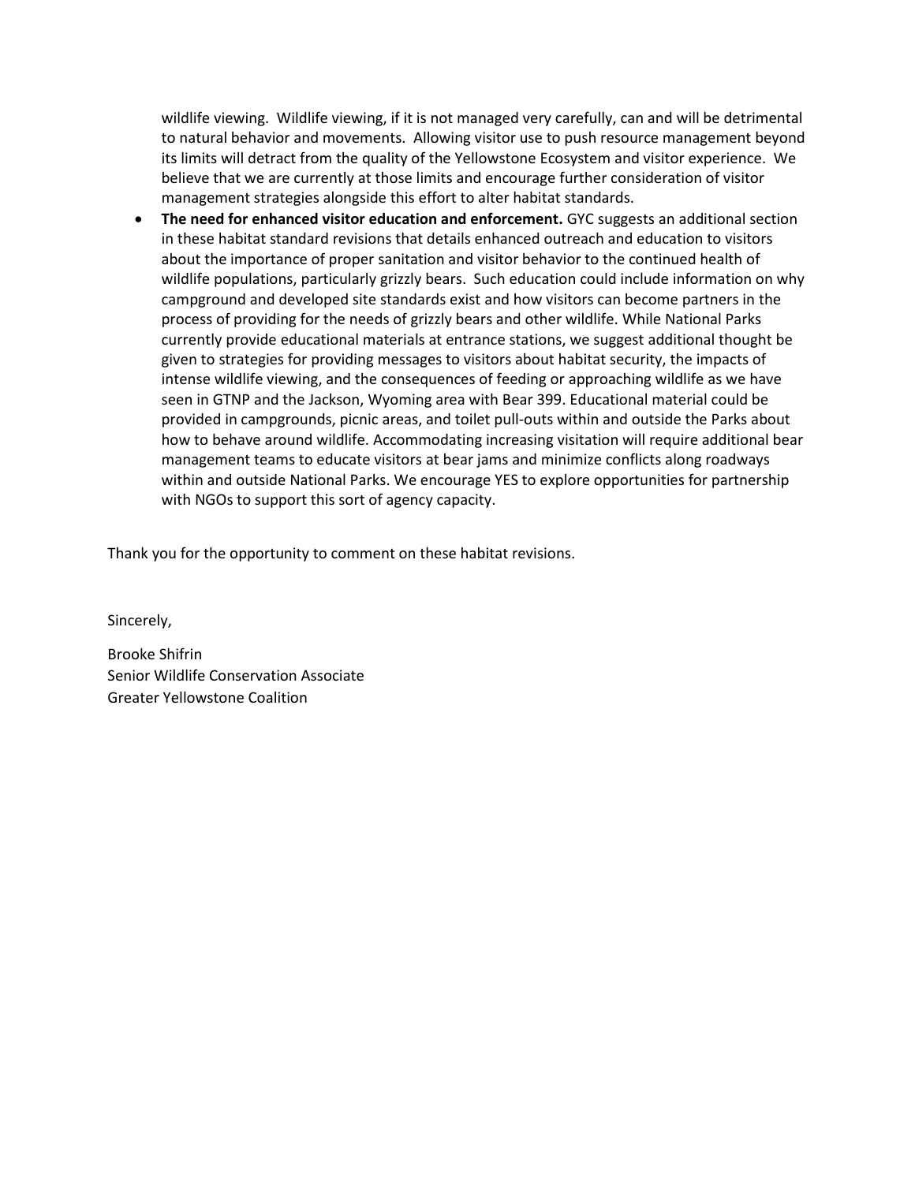wildlife viewing. Wildlife viewing, if it is not managed very carefully, can and will be detrimental to natural behavior and movements. Allowing visitor use to push resource management beyond its limits will detract from the quality of the Yellowstone Ecosystem and visitor experience. We believe that we are currently at those limits and encourage further consideration of visitor management strategies alongside this effort to alter habitat standards.

- **The need for enhanced visitor education and enforcement.** GYC suggests an additional section in these habitat standard revisions that details enhanced outreach and education to visitors about the importance of proper sanitation and visitor behavior to the continued health of wildlife populations, particularly grizzly bears. Such education could include information on why campground and developed site standards exist and how visitors can become partners in the process of providing for the needs of grizzly bears and other wildlife. While National Parks currently provide educational materials at entrance stations, we suggest additional thought be given to strategies for providing messages to visitors about habitat security, the impacts of intense wildlife viewing, and the consequences of feeding or approaching wildlife as we have seen in GTNP and the Jackson, Wyoming area with Bear 399. Educational material could be provided in campgrounds, picnic areas, and toilet pull-outs within and outside the Parks about how to behave around wildlife. Accommodating increasing visitation will require additional bear management teams to educate visitors at bear jams and minimize conflicts along roadways within and outside National Parks. We encourage YES to explore opportunities for partnership with NGOs to support this sort of agency capacity.

Thank you for the opportunity to comment on these habitat revisions.

Sincerely,

Brooke Shifrin
Senior Wildlife Conservation Associate
Greater Yellowstone Coalition